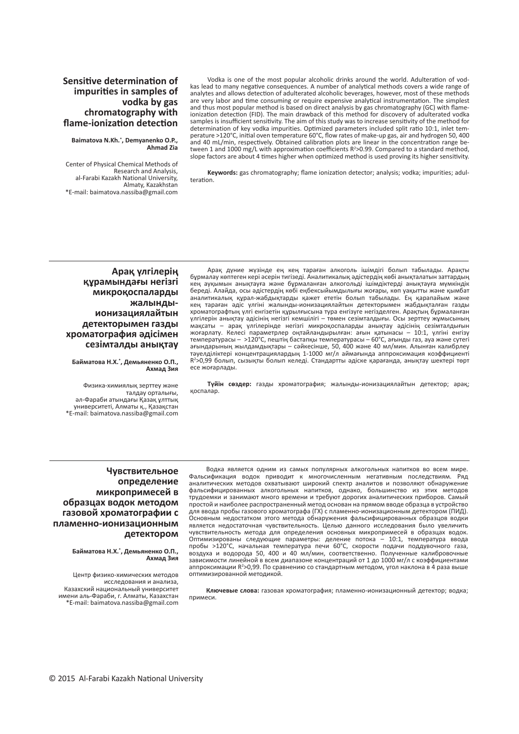## Sensitive determination of impurities in samples of vodka by gas chromatography with flame-ionization detection

**Baimatova N.Kh.*, Demyanenko O.P., Ahmad Zia**

Center of Physical Chemical Methods of Research and Analysis, al-Farabi Kazakh National University, Almaty, Kazakhstan
*E-mail: baimatova.nassiba@gmail.com

Vodka is one of the most popular alcoholic drinks around the world. Adulteration of vodkas lead to many negative consequences. A number of analytical methods covers a wide range of analytes and allows detection of adulterated alcoholic beverages, however, most of these methods are very labor and time consuming or require expensive analytical instrumentation. The simplest and thus most popular method is based on direct analysis by gas chromatography (GC) with flame-ionization detection (FID). The main drawback of this method for discovery of adulterated vodka samples is insufficient sensitivity. The aim of this study was to increase sensitivity of the method for determination of key vodka impurities. Optimized parameters included split ratio 10:1, inlet temperature >120°C, initial oven temperature 60°C, flow rates of make-up gas, air and hydrogen 50, 400 and 40 mL/min, respectively. Obtained calibration plots are linear in the concentration range between 1 and 1000 mg/L with approximation coefficients $R^2$>0.99. Compared to a standard method, slope factors are about 4 times higher when optimized method is used proving its higher sensitivity.

**Keywords:** gas chromatography; flame ionization detector; analysis; vodka; impurities; adulteration.

---

## Арақ үлгілерің құрамындағы негізгі микроқоспаларды жалынды-ионизациялайтын детекторымен газды хроматография әдісімен сезімталды анықтау

**Байматова Н.Х.*, Демьяненко О.П., Ахмад Зия**

Физика-химиялық зерттеу және талдау орталығы, әл-Фараби атындағы Қазақ ұлттық университеті, Алматы қ., Қазақстан
*E-mail: baimatova.nassiba@gmail.com

Арақ дүние жүзінде ең кең тараған алкоголь ішімдігі болып табылады. Арақты бұрмалау көптеген кері әсерін тигізеді. Аналитикалық әдістердің көбі анықталатын заттардың кең ауқымын анықтауға және бұрмаланған алкогольді ішімдіктерді анықтауға мүмкіндік береді. Алайда, осы әдістердің көбі еңбексыйымдылығы жоғары, көп уақытты және қымбат аналитикалық құрал-жабдықтарды қажет ететін болып табылады. Ең қарапайым және кең тараған әдіс үлгіні жалынды-ионизациялайтын детекторымен жабдықталған газды хроматографтың үлгі енгізетін құрылғысына тура енгізуге негізделген. Арақтың бұрмаланған үлгілерін анықтау әдісінің негізгі кемшілігі – төмен сезімталдығы. Осы зерттеу жұмысының мақсаты – арақ үлгілерінде негізгі микроқоспаларды анықтау әдісінің сезімталдығын жоғарлату. Келесі параметрлер оңтайландырылған: ағын қатынасы – 10:1, үлгіні енгізу температурасы – >120°С, пештің бастапқы температурасы – 60°С, ағынды газ, ауа және сутегі ағындарының жылдамдықтары – сәйкесінше, 50, 400 және 40 мл/мин. Алынған калибрлеу тәуелділіктері концентрациялардың 1-1000 мг/л аймағында аппроксимация коэффициенті $R^2$>0,99 болып, сызықты болып келеді. Стандартты әдіске қарағанда, анықтау шектері төрт есе жоғарлады.

**Түйін сөздер:** газды хроматография; жалынды-ионизациялайтын детектор; арақ; қоспалар.

---

## Чувствительное определение микропримесей в образцах водок методом газовой хроматографии с пламенно-ионизационным детектором

**Байматова Н.Х.*, Демьяненко О.П., Ахмад Зия**

Центр физико-химических методов исследования и анализа, Казахский национальный университет имени аль-Фараби, г. Алматы, Казахстан
*E-mail: baimatova.nassiba@gmail.com

Водка является одним из самых популярных алкогольных напитков во всем мире. Фальсификация водок приводит к многочисленным негативным последствиям. Ряд аналитических методов охватывают широкий спектр аналитов и позволяют обнаружение фальсифицированных алкогольных напитков, однако, большинство из этих методов трудоемки и занимают много времени и требуют дорогих аналитических приборов. Самый простой и наиболее распространенный метод основан на прямом вводе образца в устройство для ввода пробы газового хроматографа (ГХ) с пламенно-ионизационным детектором (ПИД). Основным недостатком этого метода обнаружения фальсифицированных образцов водки является недостаточная чувствительность. Целью данного исследования было увеличить чувствительность метода для определения основных микропримесей в образцах водок. Оптимизированы следующие параметры: деление потока – 10:1, температура ввода пробы >120°С, начальная температура печи 60°С, скорости подачи поддувочного газа, воздуха и водорода 50, 400 и 40 мл/мин, соответственно. Полученные калибровочные зависимости линейной в всем диапазоне концентраций от 1 до 1000 мг/л с коэффициентами аппроксимации $R^2$>0,99. По сравнению со стандартным методом, угол наклона в 4 раза выше оптимизированной методикой.

**Ключевые слова:** газовая хроматография; пламенно-ионизационный детектор; водка; примеси.

© 2015 Al-Farabi Kazakh National University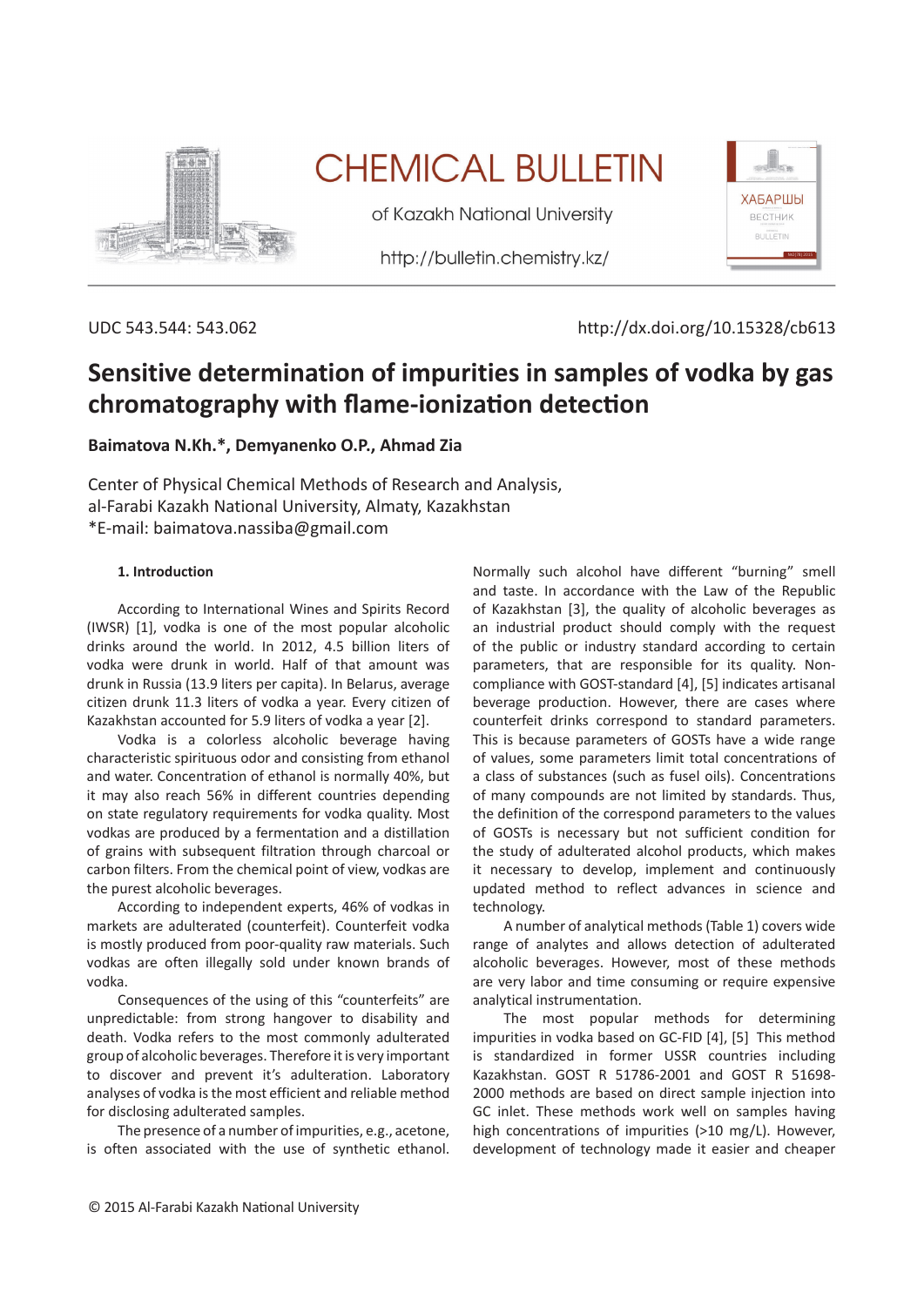UDC 543.544: 543.062

http://dx.doi.org/10.15328/cb613

# Sensitive determination of impurities in samples of vodka by gas chromatography with flame-ionization detection

**Baimatova N.Kh.\*, Demyanenko O.P., Ahmad Zia**

Center of Physical Chemical Methods of Research and Analysis,
al-Farabi Kazakh National University, Almaty, Kazakhstan
\*E-mail: baimatova.nassiba@gmail.com

## 1. Introduction

According to International Wines and Spirits Record (IWSR) [1], vodka is one of the most popular alcoholic drinks around the world. In 2012, 4.5 billion liters of vodka were drunk in world. Half of that amount was drunk in Russia (13.9 liters per capita). In Belarus, average citizen drunk 11.3 liters of vodka a year. Every citizen of Kazakhstan accounted for 5.9 liters of vodka a year [2].

Vodka is a colorless alcoholic beverage having characteristic spirituous odor and consisting from ethanol and water. Concentration of ethanol is normally 40%, but it may also reach 56% in different countries depending on state regulatory requirements for vodka quality. Most vodkas are produced by a fermentation and a distillation of grains with subsequent filtration through charcoal or carbon filters. From the chemical point of view, vodkas are the purest alcoholic beverages.

According to independent experts, 46% of vodkas in markets are adulterated (counterfeit). Counterfeit vodka is mostly produced from poor-quality raw materials. Such vodkas are often illegally sold under known brands of vodka.

Consequences of the using of this "counterfeits" are unpredictable: from strong hangover to disability and death. Vodka refers to the most commonly adulterated group of alcoholic beverages. Therefore it is very important to discover and prevent its adulteration. Laboratory analyses of vodka is the most efficient and reliable method for disclosing adulterated samples.

The presence of a number of impurities, e.g., acetone, is often associated with the use of synthetic ethanol. Normally such alcohol have different "burning" smell and taste. In accordance with the Law of the Republic of Kazakhstan [3], the quality of alcoholic beverages as an industrial product should comply with the request of the public or industry standard according to certain parameters, that are responsible for its quality. Non-compliance with GOST-standard [4], [5] indicates artisanal beverage production. However, there are cases where counterfeit drinks correspond to standard parameters. This is because parameters of GOSTs have a wide range of values, some parameters limit total concentrations of a class of substances (such as fusel oils). Concentrations of many compounds are not limited by standards. Thus, the definition of the correspond parameters to the values of GOSTs is necessary but not sufficient condition for the study of adulterated alcohol products, which makes it necessary to develop, implement and continuously updated method to reflect advances in science and technology.

A number of analytical methods (Table 1) covers wide range of analytes and allows detection of adulterated alcoholic beverages. However, most of these methods are very labor and time consuming or require expensive analytical instrumentation.

The most popular methods for determining impurities in vodka based on GC-FID [4], [5] This method is standardized in former USSR countries including Kazakhstan. GOST R 51786-2001 and GOST R 51698-2000 methods are based on direct sample injection into GC inlet. These methods work well on samples having high concentrations of impurities (>10 mg/L). However, development of technology made it easier and cheaper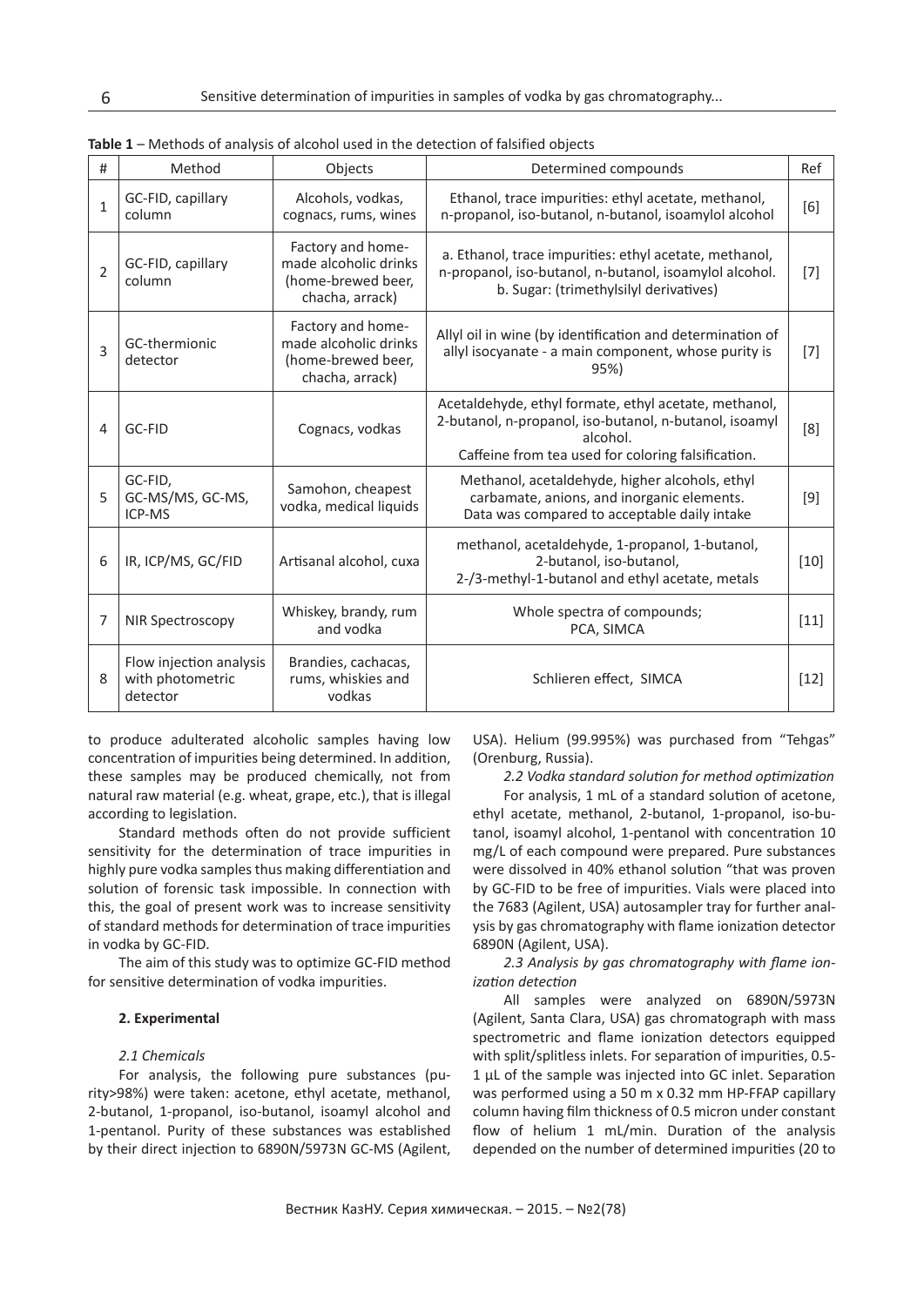**Table 1** – Methods of analysis of alcohol used in the detection of falsified objects

| # | Method | Objects | Determined compounds | Ref |
|---|---|---|---|---|
| 1 | GC-FID, capillary column | Alcohols, vodkas, cognacs, rums, wines | Ethanol, trace impurities: ethyl acetate, methanol, n-propanol, iso-butanol, n-butanol, isoamylol alcohol | [6] |
| 2 | GC-FID, capillary column | Factory and home-made alcoholic drinks (home-brewed beer, chacha, arrack) | a. Ethanol, trace impurities: ethyl acetate, methanol, n-propanol, iso-butanol, n-butanol, isoamylol alcohol. b. Sugar: (trimethylsilyl derivatives) | [7] |
| 3 | GC-thermionic detector | Factory and home-made alcoholic drinks (home-brewed beer, chacha, arrack) | Allyl oil in wine (by identification and determination of allyl isocyanate - a main component, whose purity is 95%) | [7] |
| 4 | GC-FID | Cognacs, vodkas | Acetaldehyde, ethyl formate, ethyl acetate, methanol, 2-butanol, n-propanol, iso-butanol, n-butanol, isoamyl alcohol. Caffeine from tea used for coloring falsification. | [8] |
| 5 | GC-FID, GC-MS/MS, GC-MS, ICP-MS | Samohon, cheapest vodka, medical liquids | Methanol, acetaldehyde, higher alcohols, ethyl carbamate, anions, and inorganic elements. Data was compared to acceptable daily intake | [9] |
| 6 | IR, ICP/MS, GC/FID | Artisanal alcohol, cuxa | methanol, acetaldehyde, 1-propanol, 1-butanol, 2-butanol, iso-butanol, 2-/3-methyl-1-butanol and ethyl acetate, metals | [10] |
| 7 | NIR Spectroscopy | Whiskey, brandy, rum and vodka | Whole spectra of compounds; PCA, SIMCA | [11] |
| 8 | Flow injection analysis with photometric detector | Brandies, cachacas, rums, whiskies and vodkas | Schlieren effect, SIMCA | [12] |

to produce adulterated alcoholic samples having low concentration of impurities being determined. In addition, these samples may be produced chemically, not from natural raw material (e.g. wheat, grape, etc.), that is illegal according to legislation.

Standard methods often do not provide sufficient sensitivity for the determination of trace impurities in highly pure vodka samples thus making differentiation and solution of forensic task impossible. In connection with this, the goal of present work was to increase sensitivity of standard methods for determination of trace impurities in vodka by GC-FID.

The aim of this study was to optimize GC-FID method for sensitive determination of vodka impurities.

**2. Experimental**

*2.1 Chemicals*

For analysis, the following pure substances (purity>98%) were taken: acetone, ethyl acetate, methanol, 2-butanol, 1-propanol, iso-butanol, isoamyl alcohol and 1-pentanol. Purity of these substances was established by their direct injection to 6890N/5973N GC-MS (Agilent, USA). Helium (99.995%) was purchased from "Tehgas" (Orenburg, Russia).

*2.2 Vodka standard solution for method optimization*

For analysis, 1 mL of a standard solution of acetone, ethyl acetate, methanol, 2-butanol, 1-propanol, iso-butanol, isoamyl alcohol, 1-pentanol with concentration 10 mg/L of each compound were prepared. Pure substances were dissolved in 40% ethanol solution "that was proven by GC-FID to be free of impurities. Vials were placed into the 7683 (Agilent, USA) autosampler tray for further analysis by gas chromatography with flame ionization detector 6890N (Agilent, USA).

*2.3 Analysis by gas chromatography with flame ionization detection*

All samples were analyzed on 6890N/5973N (Agilent, Santa Clara, USA) gas chromatograph with mass spectrometric and flame ionization detectors equipped with split/splitless inlets. For separation of impurities, 0.5-1 µL of the sample was injected into GC inlet. Separation was performed using a 50 m x 0.32 mm HP-FFAP capillary column having film thickness of 0.5 micron under constant flow of helium 1 mL/min. Duration of the analysis depended on the number of determined impurities (20 to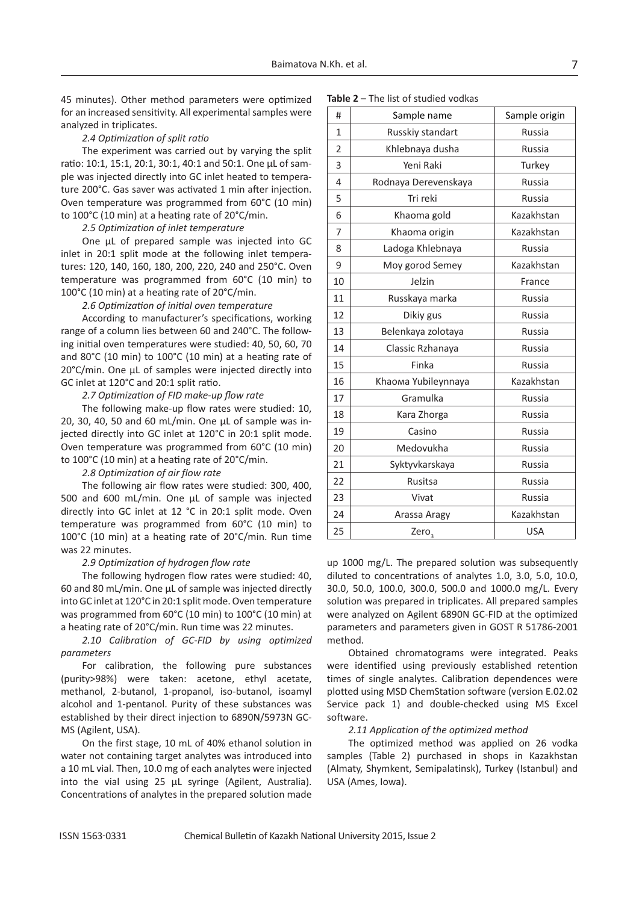45 minutes). Other method parameters were optimized for an increased sensitivity. All experimental samples were analyzed in triplicates.

*2.4 Optimization of split ratio*

The experiment was carried out by varying the split ratio: 10:1, 15:1, 20:1, 30:1, 40:1 and 50:1. One µL of sample was injected directly into GC inlet heated to temperature 200°C. Gas saver was activated 1 min after injection. Oven temperature was programmed from 60°C (10 min) to 100°C (10 min) at a heating rate of 20°C/min.

*2.5 Optimization of inlet temperature*

One µL of prepared sample was injected into GC inlet in 20:1 split mode at the following inlet temperatures: 120, 140, 160, 180, 200, 220, 240 and 250°C. Oven temperature was programmed from 60°C (10 min) to 100°C (10 min) at a heating rate of 20°C/min.

*2.6 Optimization of initial oven temperature*

According to manufacturer's specifications, working range of a column lies between 60 and 240°C. The following initial oven temperatures were studied: 40, 50, 60, 70 and 80°C (10 min) to 100°C (10 min) at a heating rate of 20°C/min. One µL of samples were injected directly into GC inlet at 120°C and 20:1 split ratio.

*2.7 Optimization of FID make-up flow rate*

The following make-up flow rates were studied: 10, 20, 30, 40, 50 and 60 mL/min. One µL of sample was injected directly into GC inlet at 120°C in 20:1 split mode. Oven temperature was programmed from 60°C (10 min) to 100°C (10 min) at a heating rate of 20°C/min.

*2.8 Optimization of air flow rate*

The following air flow rates were studied: 300, 400, 500 and 600 mL/min. One µL of sample was injected directly into GC inlet at 12 °C in 20:1 split mode. Oven temperature was programmed from 60°C (10 min) to 100°C (10 min) at a heating rate of 20°C/min. Run time was 22 minutes.

*2.9 Optimization of hydrogen flow rate*

The following hydrogen flow rates were studied: 40, 60 and 80 mL/min. One µL of sample was injected directly into GC inlet at 120°C in 20:1 split mode. Oven temperature was programmed from 60°C (10 min) to 100°C (10 min) at a heating rate of 20°C/min. Run time was 22 minutes.

*2.10 Calibration of GC-FID by using optimized parameters*

For calibration, the following pure substances (purity>98%) were taken: acetone, ethyl acetate, methanol, 2-butanol, 1-propanol, iso-butanol, isoamyl alcohol and 1-pentanol. Purity of these substances was established by their direct injection to 6890N/5973N GC-MS (Agilent, USA).

On the first stage, 10 mL of 40% ethanol solution in water not containing target analytes was introduced into a 10 mL vial. Then, 10.0 mg of each analytes were injected into the vial using 25 µL syringe (Agilent, Australia). Concentrations of analytes in the prepared solution made up 1000 mg/L. The prepared solution was subsequently diluted to concentrations of analytes 1.0, 3.0, 5.0, 10.0, 30.0, 50.0, 100.0, 300.0, 500.0 and 1000.0 mg/L. Every solution was prepared in triplicates. All prepared samples were analyzed on Agilent 6890N GC-FID at the optimized parameters and parameters given in GOST R 51786-2001 method.

Obtained chromatograms were integrated. Peaks were identified using previously established retention times of single analytes. Calibration dependences were plotted using MSD ChemStation software (version E.02.02 Service pack 1) and double-checked using MS Excel software.

*2.11 Application of the optimized method*

The optimized method was applied on 26 vodka samples (Table 2) purchased in shops in Kazakhstan (Almaty, Shymkent, Semipalatinsk), Turkey (Istanbul) and USA (Ames, Iowa).

**Table 2** – The list of studied vodkas

| # | Sample name | Sample origin |
|---|---|---|
| 1 | Russkiy standart | Russia |
| 2 | Khlebnaya dusha | Russia |
| 3 | Yeni Raki | Turkey |
| 4 | Rodnaya Derevenskaya | Russia |
| 5 | Tri reki | Russia |
| 6 | Khaoma gold | Kazakhstan |
| 7 | Khaoma origin | Kazakhstan |
| 8 | Ladoga Khlebnaya | Russia |
| 9 | Moy gorod Semey | Kazakhstan |
| 10 | Jelzin | France |
| 11 | Russkaya marka | Russia |
| 12 | Dikiy gus | Russia |
| 13 | Belenkaya zolotaya | Russia |
| 14 | Classic Rzhanaya | Russia |
| 15 | Finka | Russia |
| 16 | Khaoма Yubileynnaya | Kazakhstan |
| 17 | Gramulka | Russia |
| 18 | Kara Zhorga | Russia |
| 19 | Casino | Russia |
| 20 | Medovukha | Russia |
| 21 | Syktyvkarskaya | Russia |
| 22 | Rusitsa | Russia |
| 23 | Vivat | Russia |
| 24 | Arassa Aragy | Kazakhstan |
| 25 | $Zero_3$ | USA |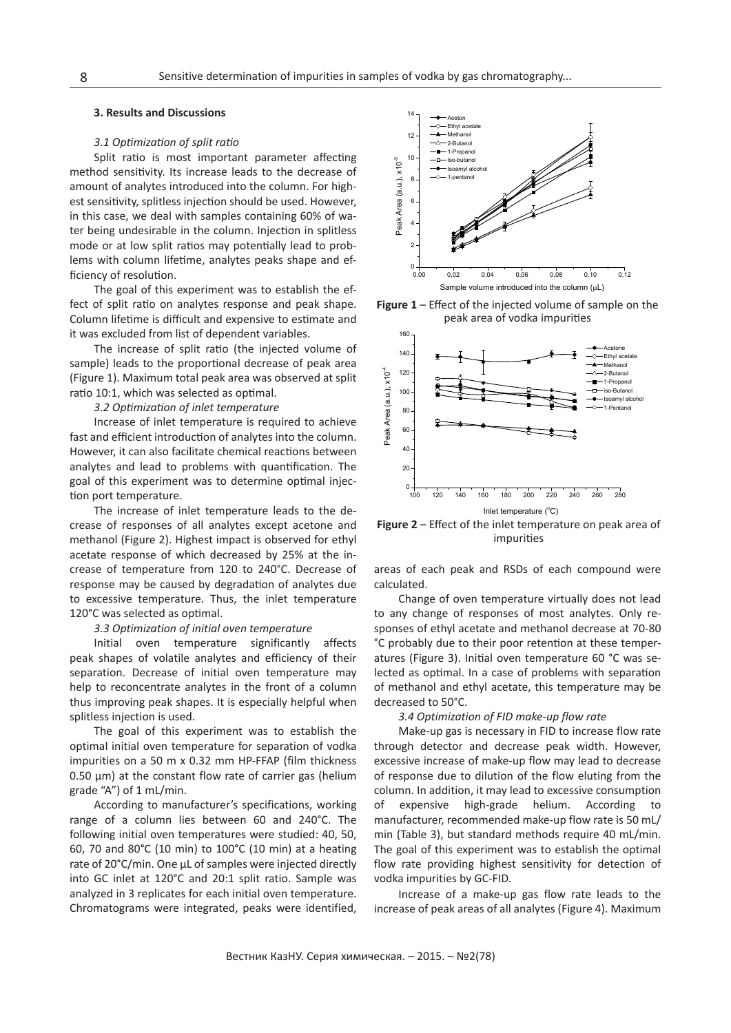## 3. Results and Discussions

*3.1 Optimization of split ratio*

Split ratio is most important parameter affecting method sensitivity. Its increase leads to the decrease of amount of analytes introduced into the column. For highest sensitivity, splitless injection should be used. However, in this case, we deal with samples containing 60% of water being undesirable in the column. Injection in splitless mode or at low split ratios may potentially lead to problems with column lifetime, analytes peaks shape and efficiency of resolution.

The goal of this experiment was to establish the effect of split ratio on analytes response and peak shape. Column lifetime is difficult and expensive to estimate and it was excluded from list of dependent variables.

The increase of split ratio (the injected volume of sample) leads to the proportional decrease of peak area (Figure 1). Maximum total peak area was observed at split ratio 10:1, which was selected as optimal.

*3.2 Optimization of inlet temperature*

Increase of inlet temperature is required to achieve fast and efficient introduction of analytes into the column. However, it can also facilitate chemical reactions between analytes and lead to problems with quantification. The goal of this experiment was to determine optimal injection port temperature.

The increase of inlet temperature leads to the decrease of responses of all analytes except acetone and methanol (Figure 2). Highest impact is observed for ethyl acetate response of which decreased by 25% at the increase of temperature from 120 to 240°C. Decrease of response may be caused by degradation of analytes due to excessive temperature. Thus, the inlet temperature 120°C was selected as optimal.

*3.3 Optimization of initial oven temperature*

Initial oven temperature significantly affects peak shapes of volatile analytes and efficiency of their separation. Decrease of initial oven temperature may help to reconcentrate analytes in the front of a column thus improving peak shapes. It is especially helpful when splitless injection is used.

The goal of this experiment was to establish the optimal initial oven temperature for separation of vodka impurities on a 50 m x 0.32 mm HP-FFAP (film thickness 0.50 µm) at the constant flow rate of carrier gas (helium grade "A") of 1 mL/min.

According to manufacturer's specifications, working range of a column lies between 60 and 240°C. The following initial oven temperatures were studied: 40, 50, 60, 70 and 80°C (10 min) to 100°C (10 min) at a heating rate of 20°C/min. One µL of samples were injected directly into GC inlet at 120°C and 20:1 split ratio. Sample was analyzed in 3 replicates for each initial oven temperature. Chromatograms were integrated, peaks were identified, areas of each peak and RSDs of each compound were calculated.

**Figure 1** – Effect of the injected volume of sample on the peak area of vodka impurities

**Figure 2** – Effect of the inlet temperature on peak area of impurities

Change of oven temperature virtually does not lead to any change of responses of most analytes. Only responses of ethyl acetate and methanol decrease at 70-80 °C probably due to their poor retention at these temperatures (Figure 3). Initial oven temperature 60 °C was selected as optimal. In a case of problems with separation of methanol and ethyl acetate, this temperature may be decreased to 50°C.

*3.4 Optimization of FID make-up flow rate*

Make-up gas is necessary in FID to increase flow rate through detector and decrease peak width. However, excessive increase of make-up flow may lead to decrease of response due to dilution of the flow eluting from the column. In addition, it may lead to excessive consumption of expensive high-grade helium. According to manufacturer, recommended make-up flow rate is 50 mL/min (Table 3), but standard methods require 40 mL/min. The goal of this experiment was to establish the optimal flow rate providing highest sensitivity for detection of vodka impurities by GC-FID.

Increase of a make-up gas flow rate leads to the increase of peak areas of all analytes (Figure 4). Maximum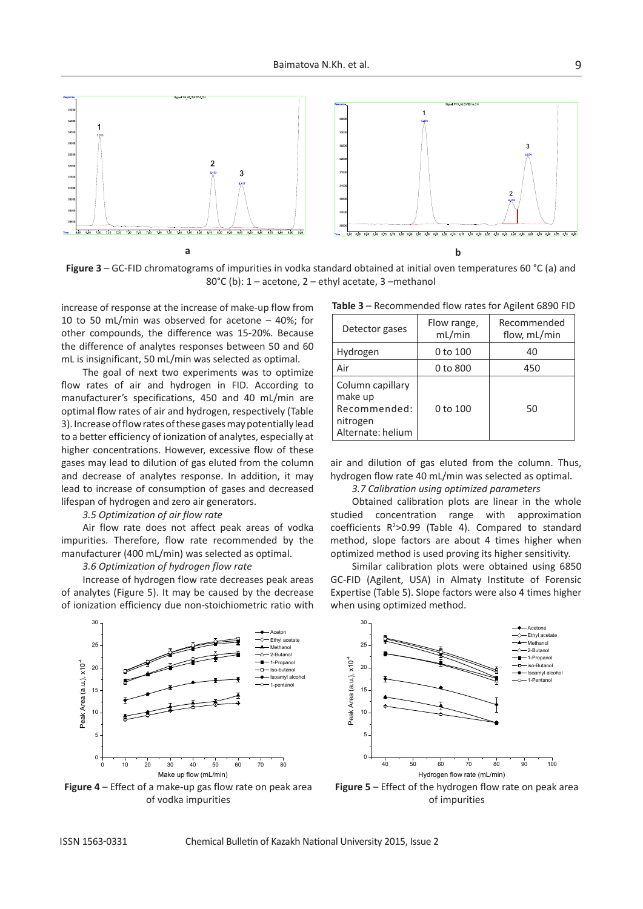**Figure 3** – GC-FID chromatograms of impurities in vodka standard obtained at initial oven temperatures 60 °C (a) and 80°C (b): 1 – acetone, 2 – ethyl acetate, 3 –methanol

increase of response at the increase of make-up flow from 10 to 50 mL/min was observed for acetone – 40%; for other compounds, the difference was 15-20%. Because the difference of analytes responses between 50 and 60 mL is insignificant, 50 mL/min was selected as optimal.

The goal of next two experiments was to optimize flow rates of air and hydrogen in FID. According to manufacturer's specifications, 450 and 40 mL/min are optimal flow rates of air and hydrogen, respectively (Table 3). Increase of flow rates of these gases may potentially lead to a better efficiency of ionization of analytes, especially at higher concentrations. However, excessive flow of these gases may lead to dilution of gas eluted from the column and decrease of analytes response. In addition, it may lead to increase of consumption of gases and decreased lifespan of hydrogen and zero air generators.

*3.5 Optimization of air flow rate*

Air flow rate does not affect peak areas of vodka impurities. Therefore, flow rate recommended by the manufacturer (400 mL/min) was selected as optimal.

*3.6 Optimization of hydrogen flow rate*

Increase of hydrogen flow rate decreases peak areas of analytes (Figure 5). It may be caused by the decrease of ionization efficiency due non-stoichiometric ratio with air and dilution of gas eluted from the column. Thus, hydrogen flow rate 40 mL/min was selected as optimal.

**Table 3** – Recommended flow rates for Agilent 6890 FID

| Detector gases | Flow range, mL/min | Recommended flow, mL/min |
|---|---|---|
| Hydrogen | 0 to 100 | 40 |
| Air | 0 to 800 | 450 |
| Column capillary make up Recommended: nitrogen Alternate: helium | 0 to 100 | 50 |

*3.7 Calibration using optimized parameters*

Obtained calibration plots are linear in the whole studied concentration range with approximation coefficients $R^2$>0.99 (Table 4). Compared to standard method, slope factors are about 4 times higher when optimized method is used proving its higher sensitivity.

Similar calibration plots were obtained using 6850 GC-FID (Agilent, USA) in Almaty Institute of Forensic Expertise (Table 5). Slope factors were also 4 times higher when using optimized method.

**Figure 4** – Effect of a make-up gas flow rate on peak area of vodka impurities

**Figure 5** – Effect of the hydrogen flow rate on peak area of impurities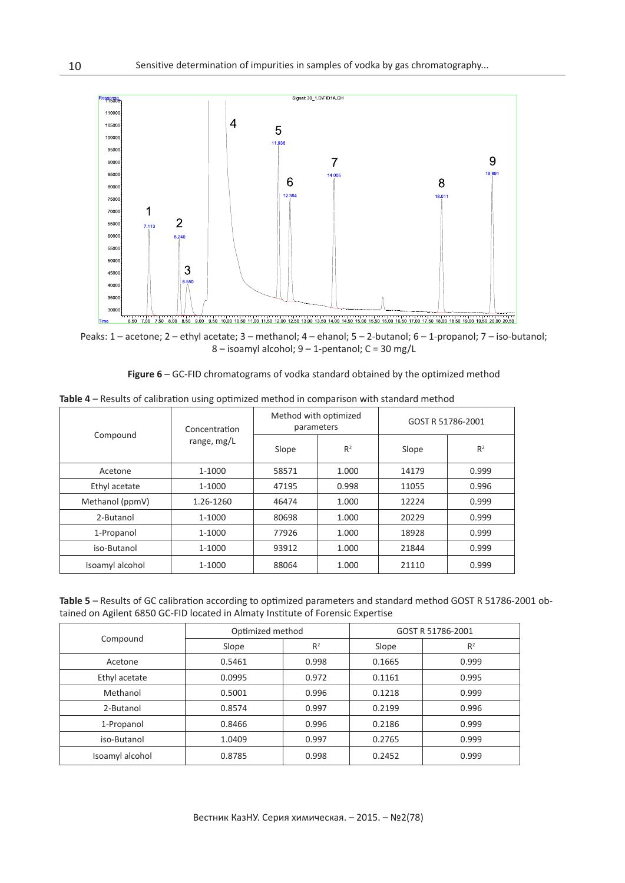Peaks: 1 – acetone; 2 – ethyl acetate; 3 – methanol; 4 – ehanol; 5 – 2-butanol; 6 – 1-propanol; 7 – iso-butanol; 8 – isoamyl alcohol; 9 – 1-pentanol; C = 30 mg/L

**Figure 6** – GC-FID chromatograms of vodka standard obtained by the optimized method

**Table 4** – Results of calibration using optimized method in comparison with standard method

| Compound | Concentration range, mg/L | Method with optimized parameters | | GOST R 51786-2001 | |
|---|---|---|---|---|---|
| | | Slope | $R^2$ | Slope | $R^2$ |
| Acetone | 1-1000 | 58571 | 1.000 | 14179 | 0.999 |
| Ethyl acetate | 1-1000 | 47195 | 0.998 | 11055 | 0.996 |
| Methanol (ppmV) | 1.26-1260 | 46474 | 1.000 | 12224 | 0.999 |
| 2-Butanol | 1-1000 | 80698 | 1.000 | 20229 | 0.999 |
| 1-Propanol | 1-1000 | 77926 | 1.000 | 18928 | 0.999 |
| iso-Butanol | 1-1000 | 93912 | 1.000 | 21844 | 0.999 |
| Isoamyl alcohol | 1-1000 | 88064 | 1.000 | 21110 | 0.999 |

**Table 5** – Results of GC calibration according to optimized parameters and standard method GOST R 51786-2001 obtained on Agilent 6850 GC-FID located in Almaty Institute of Forensic Expertise

| Compound | Optimized method | | GOST R 51786-2001 | |
|---|---|---|---|---|
| | Slope | $R^2$ | Slope | $R^2$ |
| Acetone | 0.5461 | 0.998 | 0.1665 | 0.999 |
| Ethyl acetate | 0.0995 | 0.972 | 0.1161 | 0.995 |
| Methanol | 0.5001 | 0.996 | 0.1218 | 0.999 |
| 2-Butanol | 0.8574 | 0.997 | 0.2199 | 0.996 |
| 1-Propanol | 0.8466 | 0.996 | 0.2186 | 0.999 |
| iso-Butanol | 1.0409 | 0.997 | 0.2765 | 0.999 |
| Isoamyl alcohol | 0.8785 | 0.998 | 0.2452 | 0.999 |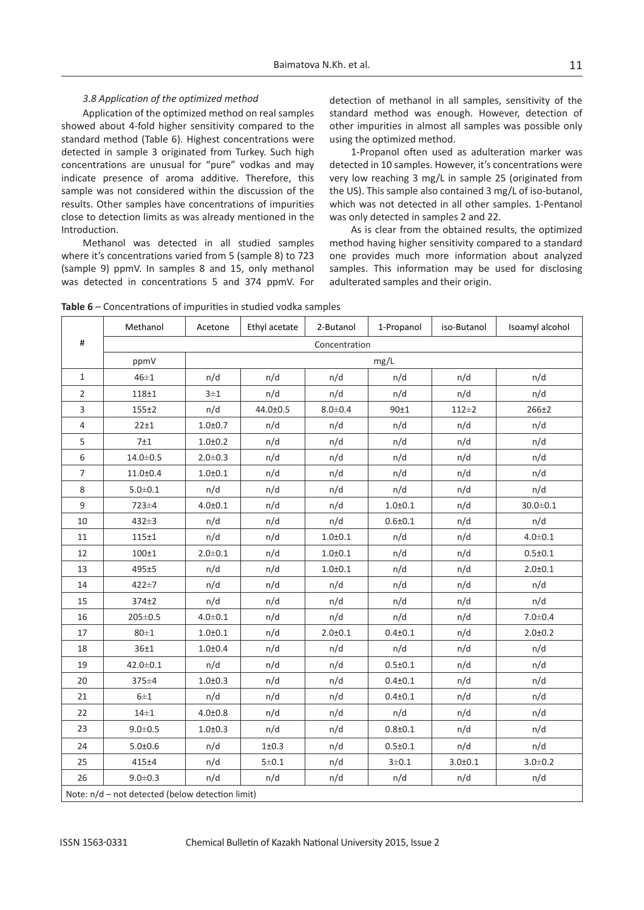*3.8 Application of the optimized method*

Application of the optimized method on real samples showed about 4-fold higher sensitivity compared to the standard method (Table 6). Highest concentrations were detected in sample 3 originated from Turkey. Such high concentrations are unusual for "pure" vodkas and may indicate presence of aroma additive. Therefore, this sample was not considered within the discussion of the results. Other samples have concentrations of impurities close to detection limits as was already mentioned in the Introduction.

Methanol was detected in all studied samples where it's concentrations varied from 5 (sample 8) to 723 (sample 9) ppmV. In samples 8 and 15, only methanol was detected in concentrations 5 and 374 ppmV. For detection of methanol in all samples, sensitivity of the standard method was enough. However, detection of other impurities in almost all samples was possible only using the optimized method.

1-Propanol often used as adulteration marker was detected in 10 samples. However, it's concentrations were very low reaching 3 mg/L in sample 25 (originated from the US). This sample also contained 3 mg/L of iso-butanol, which was not detected in all other samples. 1-Pentanol was only detected in samples 2 and 22.

As is clear from the obtained results, the optimized method having higher sensitivity compared to a standard one provides much more information about analyzed samples. This information may be used for disclosing adulterated samples and their origin.

**Table 6** – Concentrations of impurities in studied vodka samples

| # | Methanol | Acetone | Ethyl acetate | 2-Butanol | 1-Propanol | iso-Butanol | Isoamyl alcohol |
|---|---|---|---|---|---|---|---|
| | Concentration | | | | | | |
| | ppmV | mg/L | | | | | |
| 1 | 46±1 | n/d | n/d | n/d | n/d | n/d | n/d |
| 2 | 118±1 | 3±1 | n/d | n/d | n/d | n/d | n/d |
| 3 | 155±2 | n/d | 44.0±0.5 | 8.0±0.4 | 90±1 | 112±2 | 266±2 |
| 4 | 22±1 | 1.0±0.7 | n/d | n/d | n/d | n/d | n/d |
| 5 | 7±1 | 1.0±0.2 | n/d | n/d | n/d | n/d | n/d |
| 6 | 14.0±0.5 | 2.0±0.3 | n/d | n/d | n/d | n/d | n/d |
| 7 | 11.0±0.4 | 1.0±0.1 | n/d | n/d | n/d | n/d | n/d |
| 8 | 5.0±0.1 | n/d | n/d | n/d | n/d | n/d | n/d |
| 9 | 723±4 | 4.0±0.1 | n/d | n/d | 1.0±0.1 | n/d | 30.0±0.1 |
| 10 | 432±3 | n/d | n/d | n/d | 0.6±0.1 | n/d | n/d |
| 11 | 115±1 | n/d | n/d | 1.0±0.1 | n/d | n/d | 4.0±0.1 |
| 12 | 100±1 | 2.0±0.1 | n/d | 1.0±0.1 | n/d | n/d | 0.5±0.1 |
| 13 | 495±5 | n/d | n/d | 1.0±0.1 | n/d | n/d | 2.0±0.1 |
| 14 | 422±7 | n/d | n/d | n/d | n/d | n/d | n/d |
| 15 | 374±2 | n/d | n/d | n/d | n/d | n/d | n/d |
| 16 | 205±0.5 | 4.0±0.1 | n/d | n/d | n/d | n/d | 7.0±0.4 |
| 17 | 80±1 | 1.0±0.1 | n/d | 2.0±0.1 | 0.4±0.1 | n/d | 2.0±0.2 |
| 18 | 36±1 | 1.0±0.4 | n/d | n/d | n/d | n/d | n/d |
| 19 | 42.0±0.1 | n/d | n/d | n/d | 0.5±0.1 | n/d | n/d |
| 20 | 375±4 | 1.0±0.3 | n/d | n/d | 0.4±0.1 | n/d | n/d |
| 21 | 6±1 | n/d | n/d | n/d | 0.4±0.1 | n/d | n/d |
| 22 | 14±1 | 4.0±0.8 | n/d | n/d | n/d | n/d | n/d |
| 23 | 9.0±0.5 | 1.0±0.3 | n/d | n/d | 0.8±0.1 | n/d | n/d |
| 24 | 5.0±0.6 | n/d | 1±0.3 | n/d | 0.5±0.1 | n/d | n/d |
| 25 | 415±4 | n/d | 5±0.1 | n/d | 3±0.1 | 3.0±0.1 | 3.0±0.2 |
| 26 | 9.0±0.3 | n/d | n/d | n/d | n/d | n/d | n/d |

Note: n/d – not detected (below detection limit)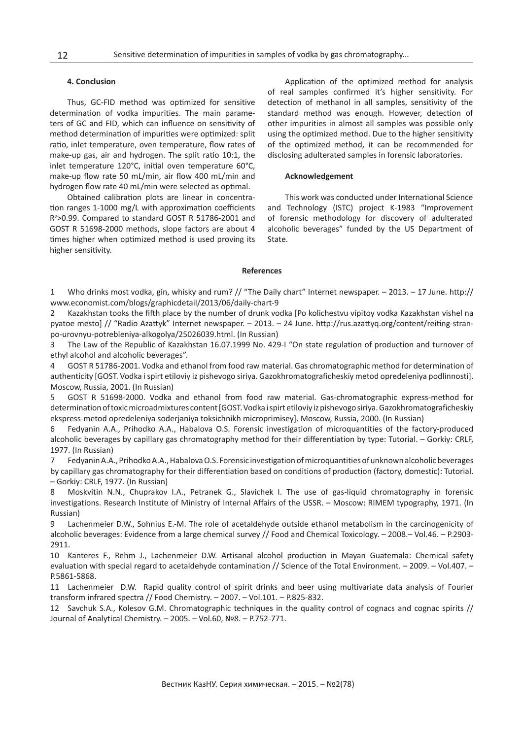### 4. Conclusion

Thus, GC-FID method was optimized for sensitive determination of vodka impurities. The main parameters of GC and FID, which can influence on sensitivity of method determination of impurities were optimized: split ratio, inlet temperature, oven temperature, flow rates of make-up gas, air and hydrogen. The split ratio 10:1, the inlet temperature 120°C, initial oven temperature 60°C, make-up flow rate 50 mL/min, air flow 400 mL/min and hydrogen flow rate 40 mL/min were selected as optimal.

Obtained calibration plots are linear in concentration ranges 1-1000 mg/L with approximation coefficients $R^2$>0.99. Compared to standard GOST R 51786-2001 and GOST R 51698-2000 methods, slope factors are about 4 times higher when optimized method is used proving its higher sensitivity.

Application of the optimized method for analysis of real samples confirmed it's higher sensitivity. For detection of methanol in all samples, sensitivity of the standard method was enough. However, detection of other impurities in almost all samples was possible only using the optimized method. Due to the higher sensitivity of the optimized method, it can be recommended for disclosing adulterated samples in forensic laboratories.

### Acknowledgement

This work was conducted under International Science and Technology (ISTC) project K-1983 "Improvement of forensic methodology for discovery of adulterated alcoholic beverages" funded by the US Department of State.

### References

1 Who drinks most vodka, gin, whisky and rum? // "The Daily chart" Internet newspaper. – 2013. – 17 June. http://www.economist.com/blogs/graphicdetail/2013/06/daily-chart-9

2 Kazakhstan tooks the fifth place by the number of drunk vodka [Po kolichestvu vipitoy vodka Kazakhstan vishel na pyatoe mesto] // "Radio Azattyk" Internet newspaper. – 2013. – 24 June. http://rus.azattyq.org/content/reiting-stran-po-urovnyu-potrebleniya-alkogolya/25026039.html. (In Russian)

3 The Law of the Republic of Kazakhstan 16.07.1999 No. 429-I "On state regulation of production and turnover of ethyl alcohol and alcoholic beverages".

4 GOST R 51786-2001. Vodka and ethanol from food raw material. Gas chromatographic method for determination of authenticity [GOST. Vodka i spirt etiloviy iz pishevogo siriya. Gazokhromatograficheskiy metod opredeleniya podlinnosti]. Moscow, Russia, 2001. (In Russian)

5 GOST R 51698-2000. Vodka and ethanol from food raw material. Gas-chromatographic express-method for determination of toxic microadmixtures content [GOST. Vodka i spirt etiloviy iz pishevogo siriya. Gazokhromatograficheskiy ekspress-metod opredeleniya soderjaniya toksichnikh microprimisey]. Moscow, Russia, 2000. (In Russian)

6 Fedyanin A.A., Prihodko A.A., Habalova O.S. Forensic investigation of microquantities of the factory-produced alcoholic beverages by capillary gas chromatography method for their differentiation by type: Tutorial. – Gorkiy: CRLF, 1977. (In Russian)

7 Fedyanin A.A., Prihodko A.A., Habalova O.S. Forensic investigation of microquantities of unknown alcoholic beverages by capillary gas chromatography for their differentiation based on conditions of production (factory, domestic): Tutorial. – Gorkiy: CRLF, 1977. (In Russian)

8 Moskvitin N.N., Chuprakov I.A., Petranek G., Slavichek I. The use of gas-liquid chromatography in forensic investigations. Research Institute of Ministry of Internal Affairs of the USSR. – Moscow: RIMEM typography, 1971. (In Russian)

9 Lachenmeier D.W., Sohnius E.-M. The role of acetaldehyde outside ethanol metabolism in the carcinogenicity of alcoholic beverages: Evidence from a large chemical survey // Food and Chemical Toxicology. – 2008.– Vol.46. – P.2903-2911.

10 Kanteres F., Rehm J., Lachenmeier D.W. Artisanal alcohol production in Mayan Guatemala: Chemical safety evaluation with special regard to acetaldehyde contamination // Science of the Total Environment. – 2009. – Vol.407. – P.5861-5868.

11 Lachenmeier D.W. Rapid quality control of spirit drinks and beer using multivariate data analysis of Fourier transform infrared spectra // Food Chemistry. – 2007. – Vol.101. – P.825-832.

12 Savchuk S.A., Kolesov G.M. Chromatographic techniques in the quality control of cognacs and cognac spirits // Journal of Analytical Chemistry. – 2005. – Vol.60, №8. – P.752-771.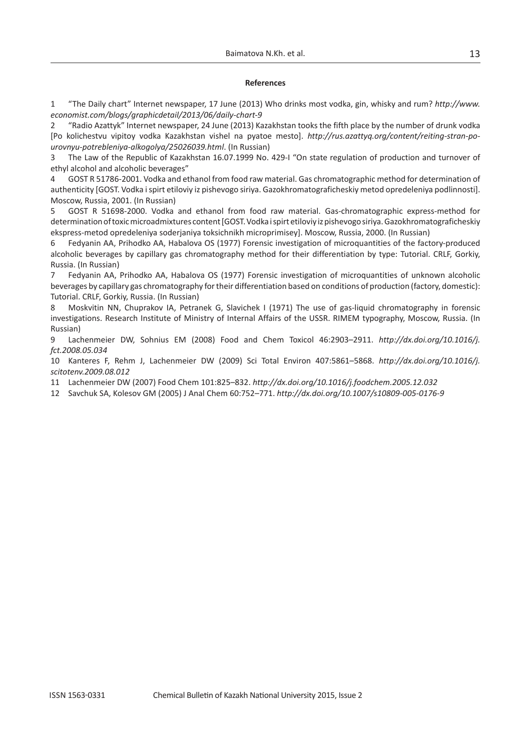**References**

1 "The Daily chart" Internet newspaper, 17 June (2013) Who drinks most vodka, gin, whisky and rum? *http://www.economist.com/blogs/graphicdetail/2013/06/daily-chart-9*

2 "Radio Azattyk" Internet newspaper, 24 June (2013) Kazakhstan tooks the fifth place by the number of drunk vodka [Po kolichestvu vipitoy vodka Kazakhstan vishel na pyatoe mesto]. *http://rus.azattyq.org/content/reiting-stran-po-urovnyu-potrebleniya-alkogolya/25026039.html*. (In Russian)

3 The Law of the Republic of Kazakhstan 16.07.1999 No. 429-I "On state regulation of production and turnover of ethyl alcohol and alcoholic beverages"

4 GOST R 51786-2001. Vodka and ethanol from food raw material. Gas chromatographic method for determination of authenticity [GOST. Vodka i spirt etiloviy iz pishevogo siriya. Gazokhromatograficheskiy metod opredeleniya podlinnosti]. Moscow, Russia, 2001. (In Russian)

5 GOST R 51698-2000. Vodka and ethanol from food raw material. Gas-chromatographic express-method for determination of toxic microadmixtures content [GOST. Vodka i spirt etiloviy iz pishevogo siriya. Gazokhromatograficheskiy ekspress-metod opredeleniya soderjaniya toksichnikh microprimisey]. Moscow, Russia, 2000. (In Russian)

6 Fedyanin AA, Prihodko AA, Habalova OS (1977) Forensic investigation of microquantities of the factory-produced alcoholic beverages by capillary gas chromatography method for their differentiation by type: Tutorial. CRLF, Gorkiy, Russia. (In Russian)

7 Fedyanin AA, Prihodko AA, Habalova OS (1977) Forensic investigation of microquantities of unknown alcoholic beverages by capillary gas chromatography for their differentiation based on conditions of production (factory, domestic): Tutorial. CRLF, Gorkiy, Russia. (In Russian)

8 Moskvitin NN, Chuprakov IA, Petranek G, Slavichek I (1971) The use of gas-liquid chromatography in forensic investigations. Research Institute of Ministry of Internal Affairs of the USSR. RIMEM typography, Moscow, Russia. (In Russian)

9 Lachenmeier DW, Sohnius EM (2008) Food and Chem Toxicol 46:2903–2911. *http://dx.doi.org/10.1016/j.fct.2008.05.034*

10 Kanteres F, Rehm J, Lachenmeier DW (2009) Sci Total Environ 407:5861–5868. *http://dx.doi.org/10.1016/j.scitotenv.2009.08.012*

11 Lachenmeier DW (2007) Food Chem 101:825–832. *http://dx.doi.org/10.1016/j.foodchem.2005.12.032*

12 Savchuk SA, Kolesov GM (2005) J Anal Chem 60:752–771. *http://dx.doi.org/10.1007/s10809-005-0176-9*